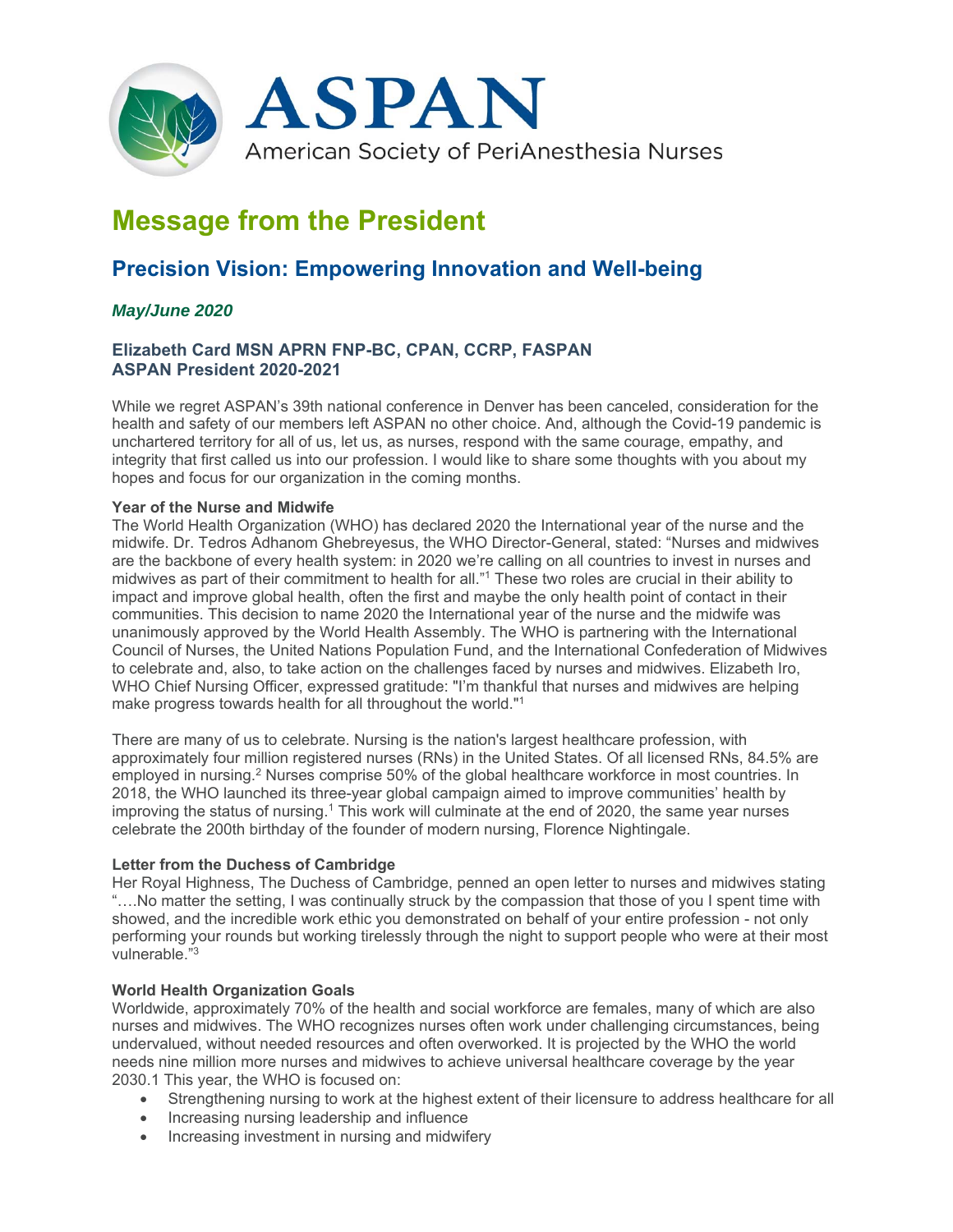# ASPAN

American Society of PeriAnesthesia Nurses

## Message from the President

### Precision Vision: Empowering Innovation and Well-being

***May/June 2020***

**Elizabeth Card MSN APRN FNP-BC, CPAN, CCRP, FASPAN**
**ASPAN President 2020-2021**

While we regret ASPAN's 39th national conference in Denver has been canceled, consideration for the health and safety of our members left ASPAN no other choice. And, although the Covid-19 pandemic is unchartered territory for all of us, let us, as nurses, respond with the same courage, empathy, and integrity that first called us into our profession. I would like to share some thoughts with you about my hopes and focus for our organization in the coming months.

**Year of the Nurse and Midwife**
The World Health Organization (WHO) has declared 2020 the International year of the nurse and the midwife. Dr. Tedros Adhanom Ghebreyesus, the WHO Director-General, stated: "Nurses and midwives are the backbone of every health system: in 2020 we're calling on all countries to invest in nurses and midwives as part of their commitment to health for all."[1] These two roles are crucial in their ability to impact and improve global health, often the first and maybe the only health point of contact in their communities. This decision to name 2020 the International year of the nurse and the midwife was unanimously approved by the World Health Assembly. The WHO is partnering with the International Council of Nurses, the United Nations Population Fund, and the International Confederation of Midwives to celebrate and, also, to take action on the challenges faced by nurses and midwives. Elizabeth Iro, WHO Chief Nursing Officer, expressed gratitude: "I'm thankful that nurses and midwives are helping make progress towards health for all throughout the world."[1]

There are many of us to celebrate. Nursing is the nation's largest healthcare profession, with approximately four million registered nurses (RNs) in the United States. Of all licensed RNs, 84.5% are employed in nursing.[2] Nurses comprise 50% of the global healthcare workforce in most countries. In 2018, the WHO launched its three-year global campaign aimed to improve communities' health by improving the status of nursing.[1] This work will culminate at the end of 2020, the same year nurses celebrate the 200th birthday of the founder of modern nursing, Florence Nightingale.

**Letter from the Duchess of Cambridge**
Her Royal Highness, The Duchess of Cambridge, penned an open letter to nurses and midwives stating "….No matter the setting, I was continually struck by the compassion that those of you I spent time with showed, and the incredible work ethic you demonstrated on behalf of your entire profession - not only performing your rounds but working tirelessly through the night to support people who were at their most vulnerable."[3]

**World Health Organization Goals**
Worldwide, approximately 70% of the health and social workforce are females, many of which are also nurses and midwives. The WHO recognizes nurses often work under challenging circumstances, being undervalued, without needed resources and often overworked. It is projected by the WHO the world needs nine million more nurses and midwives to achieve universal healthcare coverage by the year 2030.1 This year, the WHO is focused on:

- Strengthening nursing to work at the highest extent of their licensure to address healthcare for all
- Increasing nursing leadership and influence
- Increasing investment in nursing and midwifery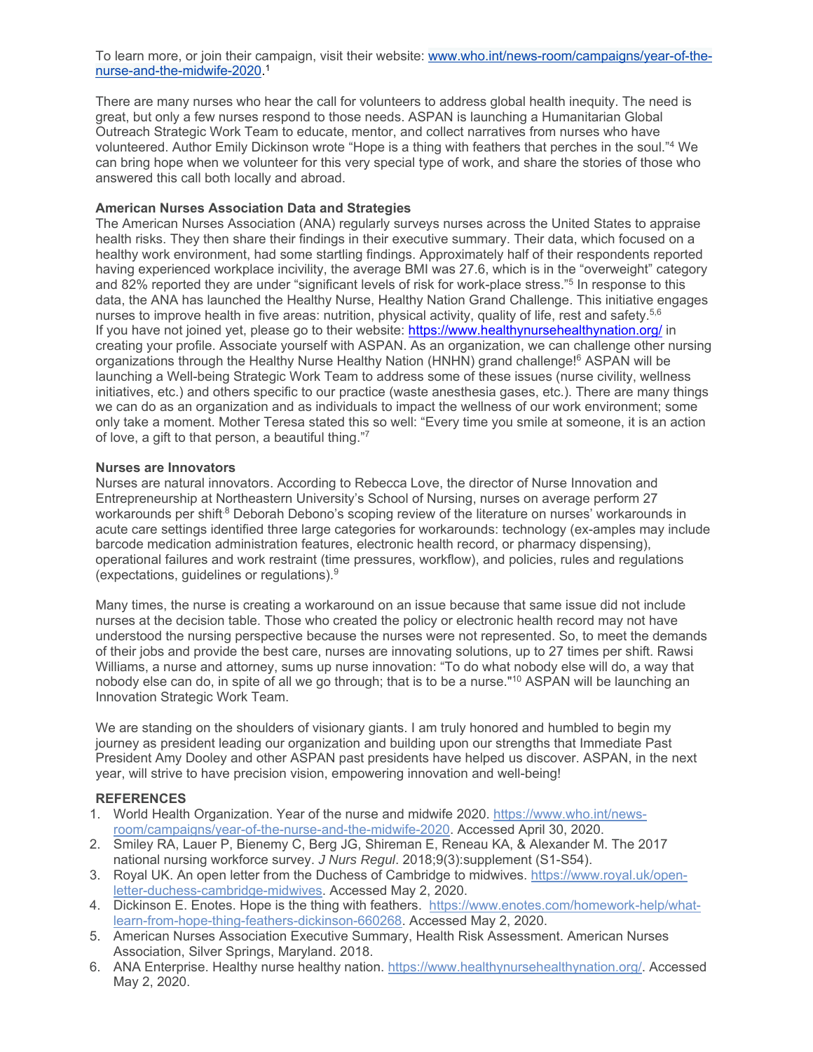To learn more, or join their campaign, visit their website: [www.who.int/news-room/campaigns/year-of-the-nurse-and-the-midwife-2020](www.who.int/news-room/campaigns/year-of-the-nurse-and-the-midwife-2020).[1]

There are many nurses who hear the call for volunteers to address global health inequity. The need is great, but only a few nurses respond to those needs. ASPAN is launching a Humanitarian Global Outreach Strategic Work Team to educate, mentor, and collect narratives from nurses who have volunteered. Author Emily Dickinson wrote "Hope is a thing with feathers that perches in the soul."[4] We can bring hope when we volunteer for this very special type of work, and share the stories of those who answered this call both locally and abroad.

**American Nurses Association Data and Strategies**

The American Nurses Association (ANA) regularly surveys nurses across the United States to appraise health risks. They then share their findings in their executive summary. Their data, which focused on a healthy work environment, had some startling findings. Approximately half of their respondents reported having experienced workplace incivility, the average BMI was 27.6, which is in the "overweight" category and 82% reported they are under "significant levels of risk for work-place stress."[5] In response to this data, the ANA has launched the Healthy Nurse, Healthy Nation Grand Challenge. This initiative engages nurses to improve health in five areas: nutrition, physical activity, quality of life, rest and safety.[5,6] If you have not joined yet, please go to their website: [https://www.healthynursehealthynation.org/](https://www.healthynursehealthynation.org/) in creating your profile. Associate yourself with ASPAN. As an organization, we can challenge other nursing organizations through the Healthy Nurse Healthy Nation (HNHN) grand challenge![6] ASPAN will be launching a Well-being Strategic Work Team to address some of these issues (nurse civility, wellness initiatives, etc.) and others specific to our practice (waste anesthesia gases, etc.). There are many things we can do as an organization and as individuals to impact the wellness of our work environment; some only take a moment. Mother Teresa stated this so well: "Every time you smile at someone, it is an action of love, a gift to that person, a beautiful thing."[7]

**Nurses are Innovators**

Nurses are natural innovators. According to Rebecca Love, the director of Nurse Innovation and Entrepreneurship at Northeastern University's School of Nursing, nurses on average perform 27 workarounds per shift.[8] Deborah Debono's scoping review of the literature on nurses' workarounds in acute care settings identified three large categories for workarounds: technology (ex-amples may include barcode medication administration features, electronic health record, or pharmacy dispensing), operational failures and work restraint (time pressures, workflow), and policies, rules and regulations (expectations, guidelines or regulations).[9]

Many times, the nurse is creating a workaround on an issue because that same issue did not include nurses at the decision table. Those who created the policy or electronic health record may not have understood the nursing perspective because the nurses were not represented. So, to meet the demands of their jobs and provide the best care, nurses are innovating solutions, up to 27 times per shift. Rawsi Williams, a nurse and attorney, sums up nurse innovation: "To do what nobody else will do, a way that nobody else can do, in spite of all we go through; that is to be a nurse."[10] ASPAN will be launching an Innovation Strategic Work Team.

We are standing on the shoulders of visionary giants. I am truly honored and humbled to begin my journey as president leading our organization and building upon our strengths that Immediate Past President Amy Dooley and other ASPAN past presidents have helped us discover. ASPAN, in the next year, will strive to have precision vision, empowering innovation and well-being!

**REFERENCES**

1. World Health Organization. Year of the nurse and midwife 2020. [https://www.who.int/news-room/campaigns/year-of-the-nurse-and-the-midwife-2020](https://www.who.int/news-room/campaigns/year-of-the-nurse-and-the-midwife-2020). Accessed April 30, 2020.
2. Smiley RA, Lauer P, Bienemy C, Berg JG, Shireman E, Reneau KA, & Alexander M. The 2017 national nursing workforce survey. *J Nurs Regul*. 2018;9(3):supplement (S1-S54).
3. Royal UK. An open letter from the Duchess of Cambridge to midwives. [https://www.royal.uk/open-letter-duchess-cambridge-midwives](https://www.royal.uk/open-letter-duchess-cambridge-midwives). Accessed May 2, 2020.
4. Dickinson E. Enotes. Hope is the thing with feathers. [https://www.enotes.com/homework-help/what-learn-from-hope-thing-feathers-dickinson-660268](https://www.enotes.com/homework-help/what-learn-from-hope-thing-feathers-dickinson-660268). Accessed May 2, 2020.
5. American Nurses Association Executive Summary, Health Risk Assessment. American Nurses Association, Silver Springs, Maryland. 2018.
6. ANA Enterprise. Healthy nurse healthy nation. [https://www.healthynursehealthynation.org/](https://www.healthynursehealthynation.org/). Accessed May 2, 2020.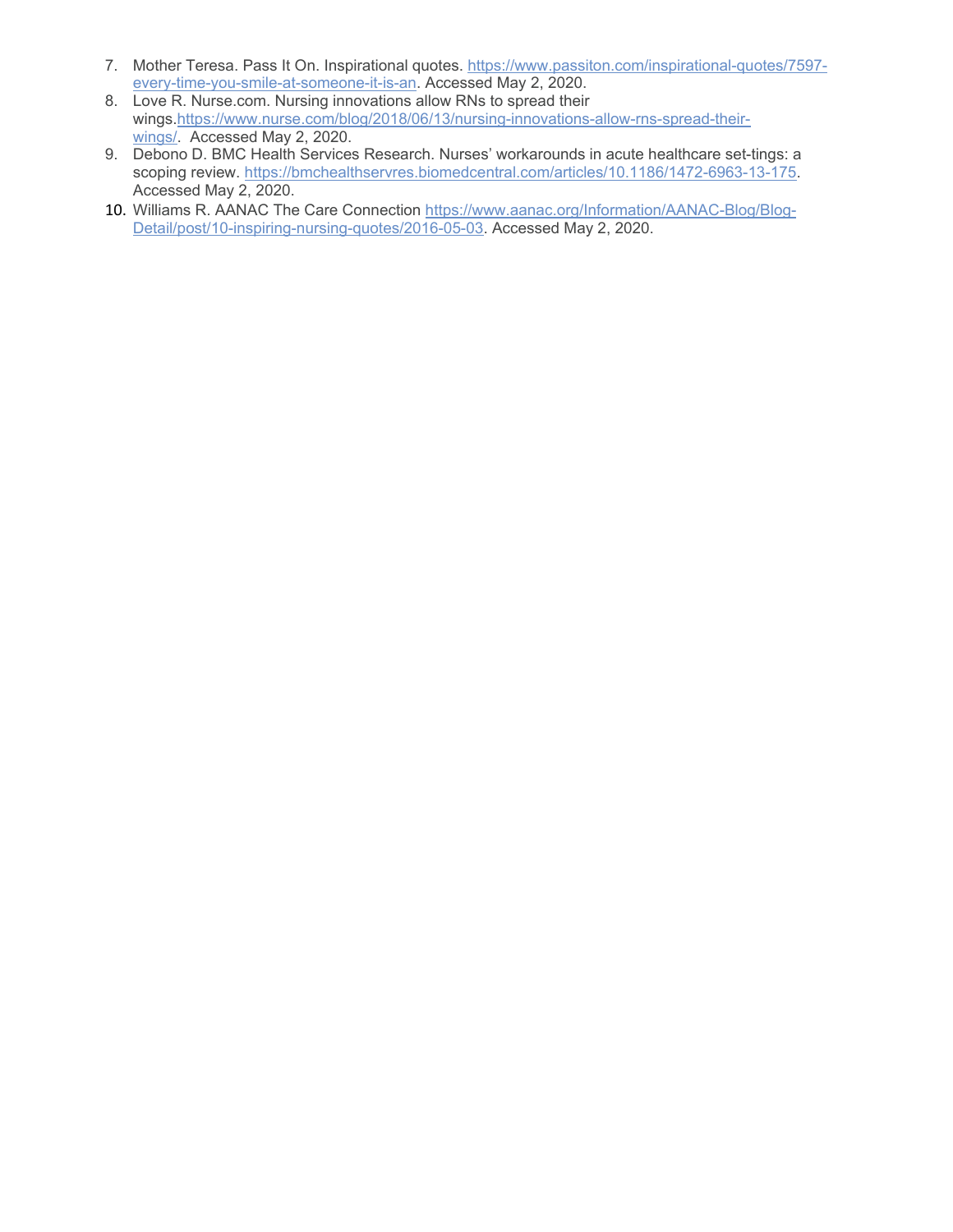7. Mother Teresa. Pass It On. Inspirational quotes. https://www.passiton.com/inspirational-quotes/7597-every-time-you-smile-at-someone-it-is-an. Accessed May 2, 2020.
8. Love R. Nurse.com. Nursing innovations allow RNs to spread their wings.https://www.nurse.com/blog/2018/06/13/nursing-innovations-allow-rns-spread-their-wings/. Accessed May 2, 2020.
9. Debono D. BMC Health Services Research. Nurses' workarounds in acute healthcare set-tings: a scoping review. https://bmchealthservres.biomedcentral.com/articles/10.1186/1472-6963-13-175. Accessed May 2, 2020.
10. Williams R. AANAC The Care Connection https://www.aanac.org/Information/AANAC-Blog/Blog-Detail/post/10-inspiring-nursing-quotes/2016-05-03. Accessed May 2, 2020.